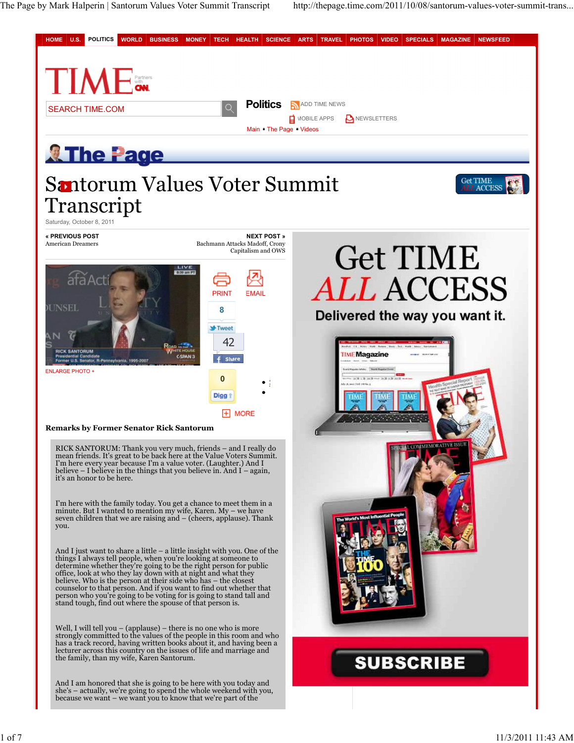# Santorum Values Voter Summit Transcript

Saturday, October 8, 2011

« PREVIOUS POST
American Dreamers

NEXT POST »
Bachmann Attacks Madoff, Crony Capitalism and OWS

### Remarks by Former Senator Rick Santorum

RICK SANTORUM: Thank you very much, friends – and I really do mean friends. It's great to be back here at the Value Voters Summit. I'm here every year because I'm a value voter. (Laughter.) And I believe – I believe in the things that you believe in. And I – again, it's an honor to be here.

I'm here with the family today. You get a chance to meet them in a minute. But I wanted to mention my wife, Karen. My – we have seven children that we are raising and – (cheers, applause). Thank you.

And I just want to share a little – a little insight with you. One of the things I always tell people, when you're looking at someone to determine whether they're going to be the right person for public office, look at who they lay down with at night and what they believe. Who is the person at their side who has – the closest counselor to that person. And if you want to find out whether that person who you're going to be voting for is going to stand tall and stand tough, find out where the spouse of that person is.

Well, I will tell you – (applause) – there is no one who is more strongly committed to the values of the people in this room and who has a track record, having written books about it, and having been a lecturer across this country on the issues of life and marriage and the family, than my wife, Karen Santorum.

And I am honored that she is going to be here with you today and she's – actually, we're going to spend the whole weekend with you, because we want – we want you to know that we're part of the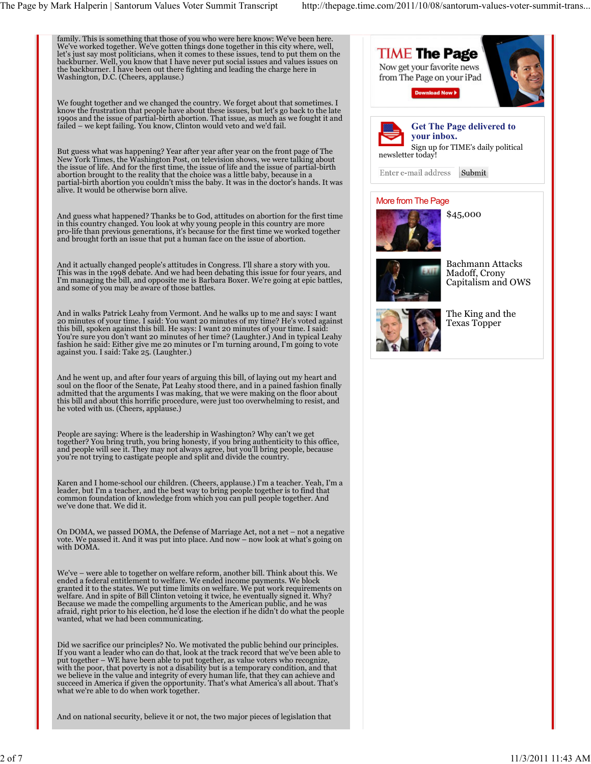family. This is something that those of you who were here know: We've been here. We've worked together. We've gotten things done together in this city where, well, let's just say most politicians, when it comes to these issues, tend to put them on the backburner. Well, you know that I have never put social issues and values issues on the backburner. I have been out there fighting and leading the charge here in Washington, D.C. (Cheers, applause.)

We fought together and we changed the country. We forget about that sometimes. I know the frustration that people have about these issues, but let's go back to the late 1990s and the issue of partial-birth abortion. That issue, as much as we fought it and failed – we kept failing. You know, Clinton would veto and we'd fail.

But guess what was happening? Year after year after year on the front page of The New York Times, the Washington Post, on television shows, we were talking about the issue of life. And for the first time, the issue of life and the issue of partial-birth abortion brought to the reality that the choice was a little baby, because in a partial-birth abortion you couldn't miss the baby. It was in the doctor's hands. It was alive. It would be otherwise born alive.

And guess what happened? Thanks be to God, attitudes on abortion for the first time in this country changed. You look at why young people in this country are more pro-life than previous generations, it's because for the first time we worked together and brought forth an issue that put a human face on the issue of abortion.

And it actually changed people's attitudes in Congress. I'll share a story with you. This was in the 1998 debate. And we had been debating this issue for four years, and I'm managing the bill, and opposite me is Barbara Boxer. We're going at epic battles, and some of you may be aware of those battles.

And in walks Patrick Leahy from Vermont. And he walks up to me and says: I want 20 minutes of your time. I said: You want 20 minutes of my time? He's voted against this bill, spoken against this bill. He says: I want 20 minutes of your time. I said: You're sure you don't want 20 minutes of her time? (Laughter.) And in typical Leahy fashion he said: Either give me 20 minutes or I'm turning around, I'm going to vote against you. I said: Take 25. (Laughter.)

And he went up, and after four years of arguing this bill, of laying out my heart and soul on the floor of the Senate, Pat Leahy stood there, and in a pained fashion finally admitted that the arguments I was making, that we were making on the floor about this bill and about this horrific procedure, were just too overwhelming to resist, and he voted with us. (Cheers, applause.)

People are saying: Where is the leadership in Washington? Why can't we get together? You bring truth, you bring honesty, if you bring authenticity to this office, and people will see it. They may not always agree, but you'll bring people, because you're not trying to castigate people and split and divide the country.

Karen and I home-school our children. (Cheers, applause.) I'm a teacher. Yeah, I'm a leader, but I'm a teacher, and the best way to bring people together is to find that common foundation of knowledge from which you can pull people together. And we've done that. We did it.

On DOMA, we passed DOMA, the Defense of Marriage Act, not a net – not a negative vote. We passed it. And it was put into place. And now – now look at what's going on with DOMA.

We've – were able to together on welfare reform, another bill. Think about this. We ended a federal entitlement to welfare. We ended income payments. We block granted it to the states. We put time limits on welfare. We put work requirements on welfare. And in spite of Bill Clinton vetoing it twice, he eventually signed it. Why? Because we made the compelling arguments to the American public, and he was afraid, right prior to his election, he'd lose the election if he didn't do what the people wanted, what we had been communicating.

Did we sacrifice our principles? No. We motivated the public behind our principles. If you want a leader who can do that, look at the track record that we've been able to put together – WE have been able to put together, as value voters who recognize, with the poor, that poverty is not a disability but is a temporary condition, and that we believe in the value and integrity of every human life, that they can achieve and succeed in America if given the opportunity. That's what America's all about. That's what we're able to do when work together.

And on national security, believe it or not, the two major pieces of legislation that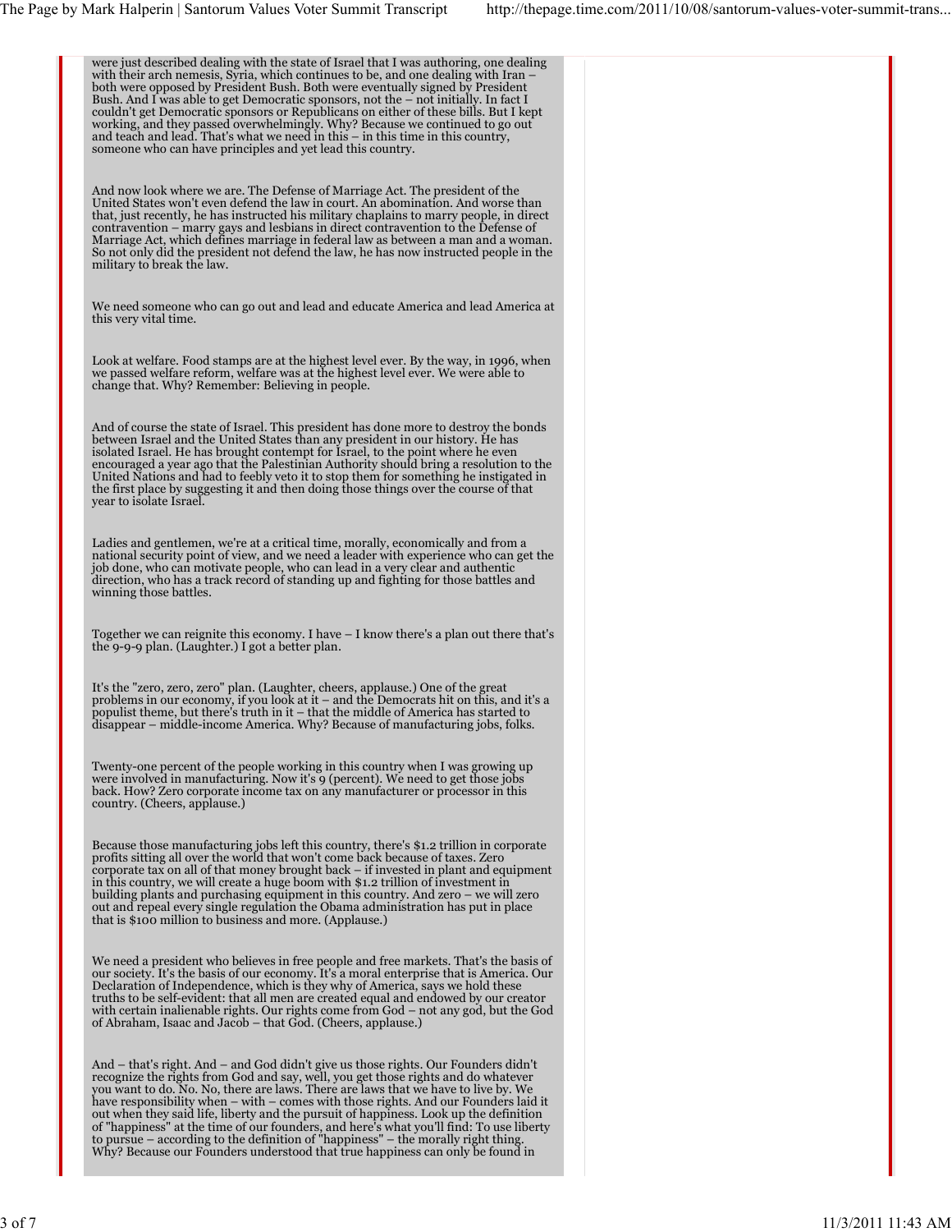were just described dealing with the state of Israel that I was authoring, one dealing with their arch nemesis, Syria, which continues to be, and one dealing with Iran – both were opposed by President Bush. Both were eventually signed by President Bush. And I was able to get Democratic sponsors, not the – not initially. In fact I couldn't get Democratic sponsors or Republicans on either of these bills. But I kept working, and they passed overwhelmingly. Why? Because we continued to go out and teach and lead. That's what we need in this – in this time in this country, someone who can have principles and yet lead this country.

And now look where we are. The Defense of Marriage Act. The president of the United States won't even defend the law in court. An abomination. And worse than that, just recently, he has instructed his military chaplains to marry people, in direct contravention – marry gays and lesbians in direct contravention to the Defense of Marriage Act, which defines marriage in federal law as between a man and a woman. So not only did the president not defend the law, he has now instructed people in the military to break the law.

We need someone who can go out and lead and educate America and lead America at this very vital time.

Look at welfare. Food stamps are at the highest level ever. By the way, in 1996, when we passed welfare reform, welfare was at the highest level ever. We were able to change that. Why? Remember: Believing in people.

And of course the state of Israel. This president has done more to destroy the bonds between Israel and the United States than any president in our history. He has isolated Israel. He has brought contempt for Israel, to the point where he even encouraged a year ago that the Palestinian Authority should bring a resolution to the United Nations and had to feebly veto it to stop them for something he instigated in the first place by suggesting it and then doing those things over the course of that year to isolate Israel.

Ladies and gentlemen, we're at a critical time, morally, economically and from a national security point of view, and we need a leader with experience who can get the job done, who can motivate people, who can lead in a very clear and authentic direction, who has a track record of standing up and fighting for those battles and winning those battles.

Together we can reignite this economy. I have – I know there's a plan out there that's the 9-9-9 plan. (Laughter.) I got a better plan.

It's the "zero, zero, zero" plan. (Laughter, cheers, applause.) One of the great problems in our economy, if you look at it – and the Democrats hit on this, and it's a populist theme, but there's truth in it – that the middle of America has started to disappear – middle-income America. Why? Because of manufacturing jobs, folks.

Twenty-one percent of the people working in this country when I was growing up were involved in manufacturing. Now it's 9 (percent). We need to get those jobs back. How? Zero corporate income tax on any manufacturer or processor in this country. (Cheers, applause.)

Because those manufacturing jobs left this country, there's $1.2 trillion in corporate profits sitting all over the world that won't come back because of taxes. Zero corporate tax on all of that money brought back – if invested in plant and equipment in this country, we will create a huge boom with $1.2 trillion of investment in building plants and purchasing equipment in this country. And zero – we will zero out and repeal every single regulation the Obama administration has put in place that is $100 million to business and more. (Applause.)

We need a president who believes in free people and free markets. That's the basis of our society. It's the basis of our economy. It's a moral enterprise that is America. Our Declaration of Independence, which is they why of America, says we hold these truths to be self-evident: that all men are created equal and endowed by our creator with certain inalienable rights. Our rights come from God – not any god, but the God of Abraham, Isaac and Jacob – that God. (Cheers, applause.)

And – that's right. And – and God didn't give us those rights. Our Founders didn't recognize the rights from God and say, well, you get those rights and do whatever you want to do. No. No, there are laws. There are laws that we have to live by. We have responsibility when – with – comes with those rights. And our Founders laid it out when they said life, liberty and the pursuit of happiness. Look up the definition of "happiness" at the time of our founders, and here's what you'll find: To use liberty to pursue – according to the definition of "happiness" – the morally right thing. Why? Because our Founders understood that true happiness can only be found in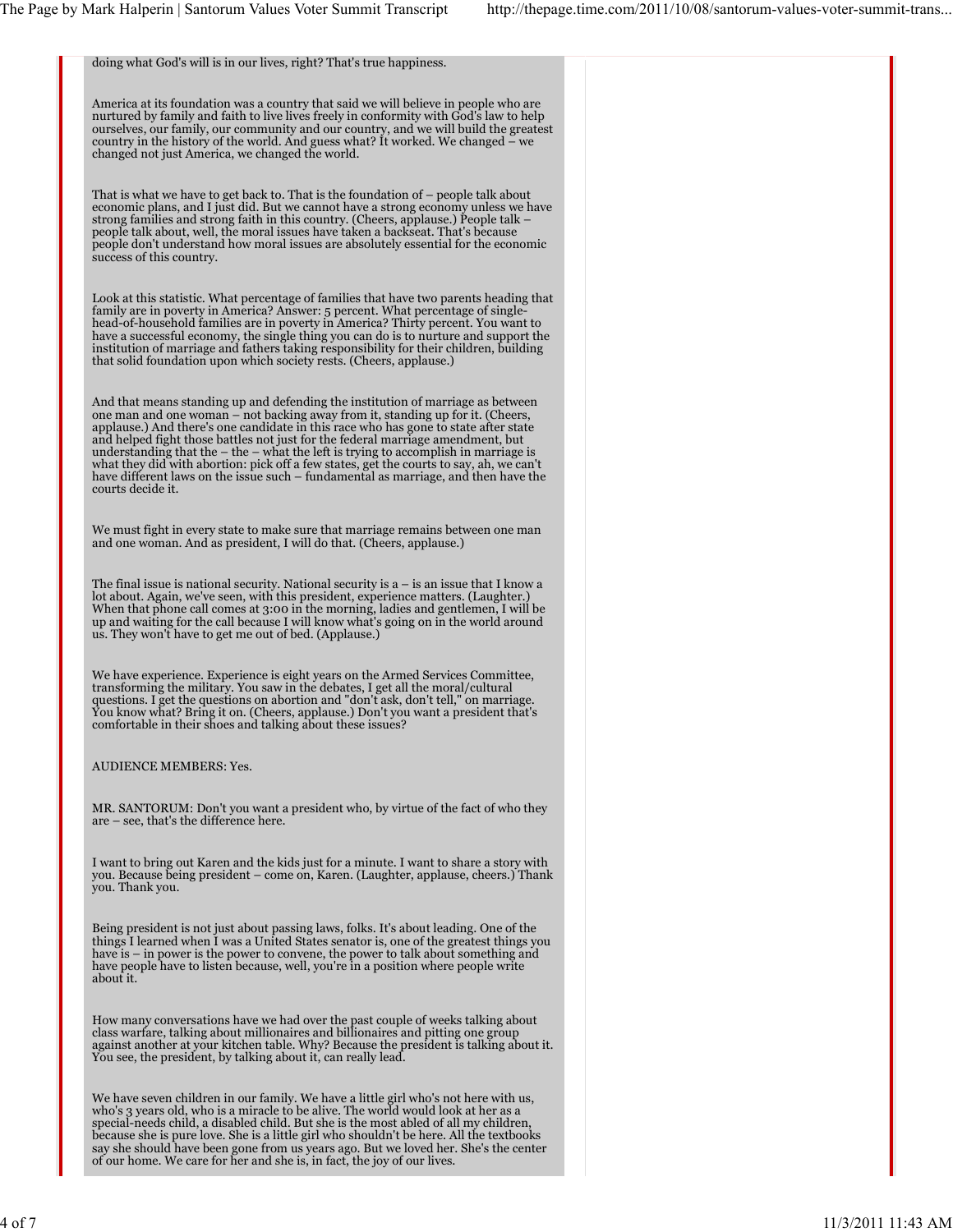doing what God's will is in our lives, right? That's true happiness.

America at its foundation was a country that said we will believe in people who are nurtured by family and faith to live lives freely in conformity with God's law to help ourselves, our family, our community and our country, and we will build the greatest country in the history of the world. And guess what? It worked. We changed – we changed not just America, we changed the world.

That is what we have to get back to. That is the foundation of – people talk about economic plans, and I just did. But we cannot have a strong economy unless we have strong families and strong faith in this country. (Cheers, applause.) People talk – people talk about, well, the moral issues have taken a backseat. That's because people don't understand how moral issues are absolutely essential for the economic success of this country.

Look at this statistic. What percentage of families that have two parents heading that family are in poverty in America? Answer: 5 percent. What percentage of single-head-of-household families are in poverty in America? Thirty percent. You want to have a successful economy, the single thing you can do is to nurture and support the institution of marriage and fathers taking responsibility for their children, building that solid foundation upon which society rests. (Cheers, applause.)

And that means standing up and defending the institution of marriage as between one man and one woman – not backing away from it, standing up for it. (Cheers, applause.) And there's one candidate in this race who has gone to state after state and helped fight those battles not just for the federal marriage amendment, but understanding that the – the – what the left is trying to accomplish in marriage is what they did with abortion: pick off a few states, get the courts to say, ah, we can't have different laws on the issue such – fundamental as marriage, and then have the courts decide it.

We must fight in every state to make sure that marriage remains between one man and one woman. And as president, I will do that. (Cheers, applause.)

The final issue is national security. National security is a – is an issue that I know a lot about. Again, we've seen, with this president, experience matters. (Laughter.) When that phone call comes at 3:00 in the morning, ladies and gentlemen, I will be up and waiting for the call because I will know what's going on in the world around us. They won't have to get me out of bed. (Applause.)

We have experience. Experience is eight years on the Armed Services Committee, transforming the military. You saw in the debates, I get all the moral/cultural questions. I get the questions on abortion and "don't ask, don't tell," on marriage. You know what? Bring it on. (Cheers, applause.) Don't you want a president that's comfortable in their shoes and talking about these issues?

AUDIENCE MEMBERS: Yes.

MR. SANTORUM: Don't you want a president who, by virtue of the fact of who they are – see, that's the difference here.

I want to bring out Karen and the kids just for a minute. I want to share a story with you. Because being president – come on, Karen. (Laughter, applause, cheers.) Thank you. Thank you.

Being president is not just about passing laws, folks. It's about leading. One of the things I learned when I was a United States senator is, one of the greatest things you have is – in power is the power to convene, the power to talk about something and have people have to listen because, well, you're in a position where people write about it.

How many conversations have we had over the past couple of weeks talking about class warfare, talking about millionaires and billionaires and pitting one group against another at your kitchen table. Why? Because the president is talking about it. You see, the president, by talking about it, can really lead.

We have seven children in our family. We have a little girl who's not here with us, who's 3 years old, who is a miracle to be alive. The world would look at her as a special-needs child, a disabled child. But she is the most abled of all my children, because she is pure love. She is a little girl who shouldn't be here. All the textbooks say she should have been gone from us years ago. But we loved her. She's the center of our home. We care for her and she is, in fact, the joy of our lives.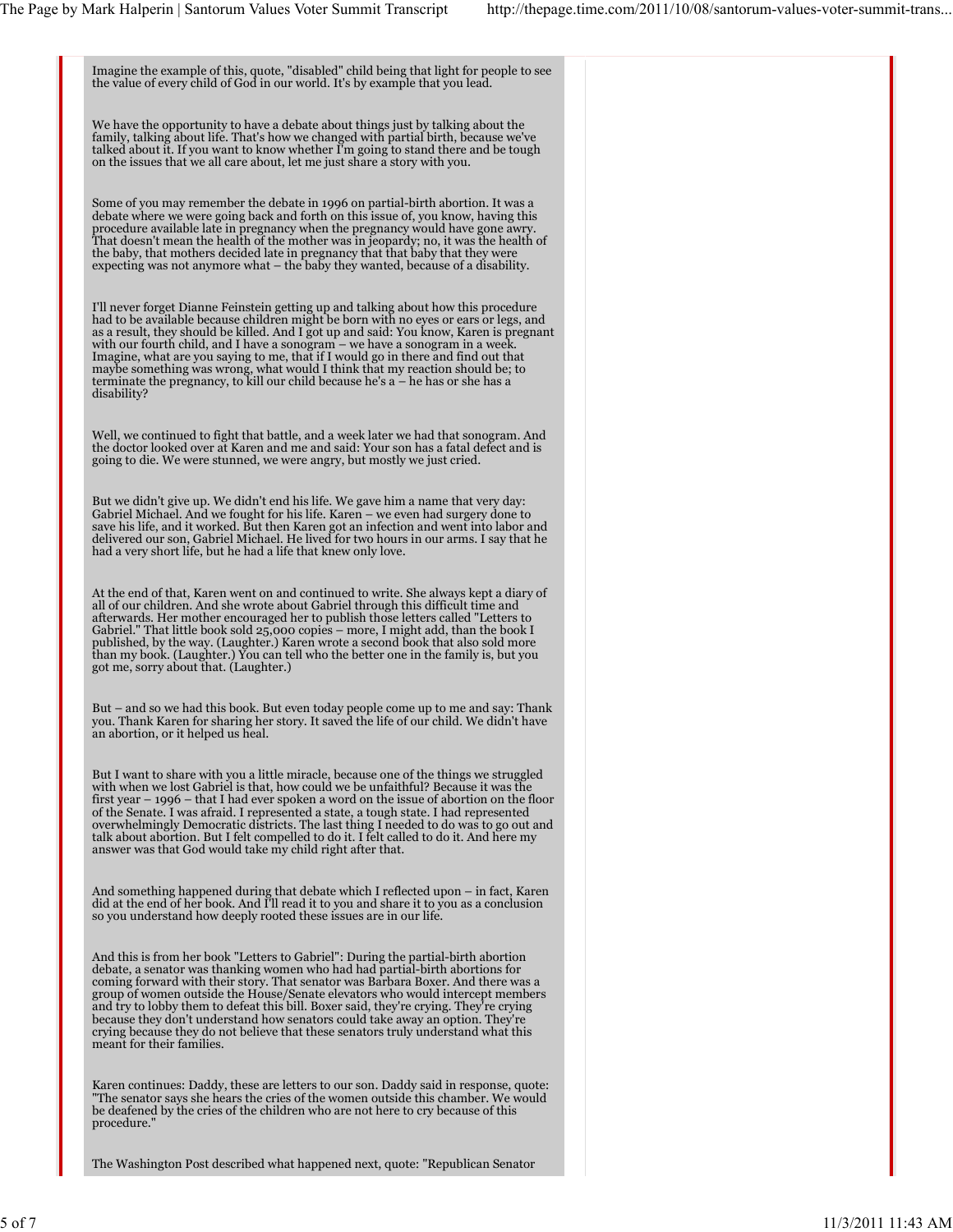Imagine the example of this, quote, "disabled" child being that light for people to see the value of every child of God in our world. It's by example that you lead.

We have the opportunity to have a debate about things just by talking about the family, talking about life. That's how we changed with partial birth, because we've talked about it. If you want to know whether I'm going to stand there and be tough on the issues that we all care about, let me just share a story with you.

Some of you may remember the debate in 1996 on partial-birth abortion. It was a debate where we were going back and forth on this issue of, you know, having this procedure available late in pregnancy when the pregnancy would have gone awry. That doesn't mean the health of the mother was in jeopardy; no, it was the health of the baby, that mothers decided late in pregnancy that that baby that they were expecting was not anymore what – the baby they wanted, because of a disability.

I'll never forget Dianne Feinstein getting up and talking about how this procedure had to be available because children might be born with no eyes or ears or legs, and as a result, they should be killed. And I got up and said: You know, Karen is pregnant with our fourth child, and I have a sonogram – we have a sonogram in a week. Imagine, what are you saying to me, that if I would go in there and find out that maybe something was wrong, what would I think that my reaction should be; to terminate the pregnancy, to kill our child because he's a – he has or she has a disability?

Well, we continued to fight that battle, and a week later we had that sonogram. And the doctor looked over at Karen and me and said: Your son has a fatal defect and is going to die. We were stunned, we were angry, but mostly we just cried.

But we didn't give up. We didn't end his life. We gave him a name that very day: Gabriel Michael. And we fought for his life. Karen – we even had surgery done to save his life, and it worked. But then Karen got an infection and went into labor and delivered our son, Gabriel Michael. He lived for two hours in our arms. I say that he had a very short life, but he had a life that knew only love.

At the end of that, Karen went on and continued to write. She always kept a diary of all of our children. And she wrote about Gabriel through this difficult time and afterwards. Her mother encouraged her to publish those letters called "Letters to Gabriel." That little book sold 25,000 copies – more, I might add, than the book I published, by the way. (Laughter.) Karen wrote a second book that also sold more than my book. (Laughter.) You can tell who the better one in the family is, but you got me, sorry about that. (Laughter.)

But – and so we had this book. But even today people come up to me and say: Thank you. Thank Karen for sharing her story. It saved the life of our child. We didn't have an abortion, or it helped us heal.

But I want to share with you a little miracle, because one of the things we struggled with when we lost Gabriel is that, how could we be unfaithful? Because it was the first year – 1996 – that I had ever spoken a word on the issue of abortion on the floor of the Senate. I was afraid. I represented a state, a tough state. I had represented overwhelmingly Democratic districts. The last thing I needed to do was to go out and talk about abortion. But I felt compelled to do it. I felt called to do it. And here my answer was that God would take my child right after that.

And something happened during that debate which I reflected upon – in fact, Karen did at the end of her book. And I'll read it to you and share it to you as a conclusion so you understand how deeply rooted these issues are in our life.

And this is from her book "Letters to Gabriel": During the partial-birth abortion debate, a senator was thanking women who had had partial-birth abortions for coming forward with their story. That senator was Barbara Boxer. And there was a group of women outside the House/Senate elevators who would intercept members and try to lobby them to defeat this bill. Boxer said, they're crying. They're crying because they don't understand how senators could take away an option. They're crying because they do not believe that these senators truly understand what this meant for their families.

Karen continues: Daddy, these are letters to our son. Daddy said in response, quote: "The senator says she hears the cries of the women outside this chamber. We would be deafened by the cries of the children who are not here to cry because of this procedure."

The Washington Post described what happened next, quote: "Republican Senator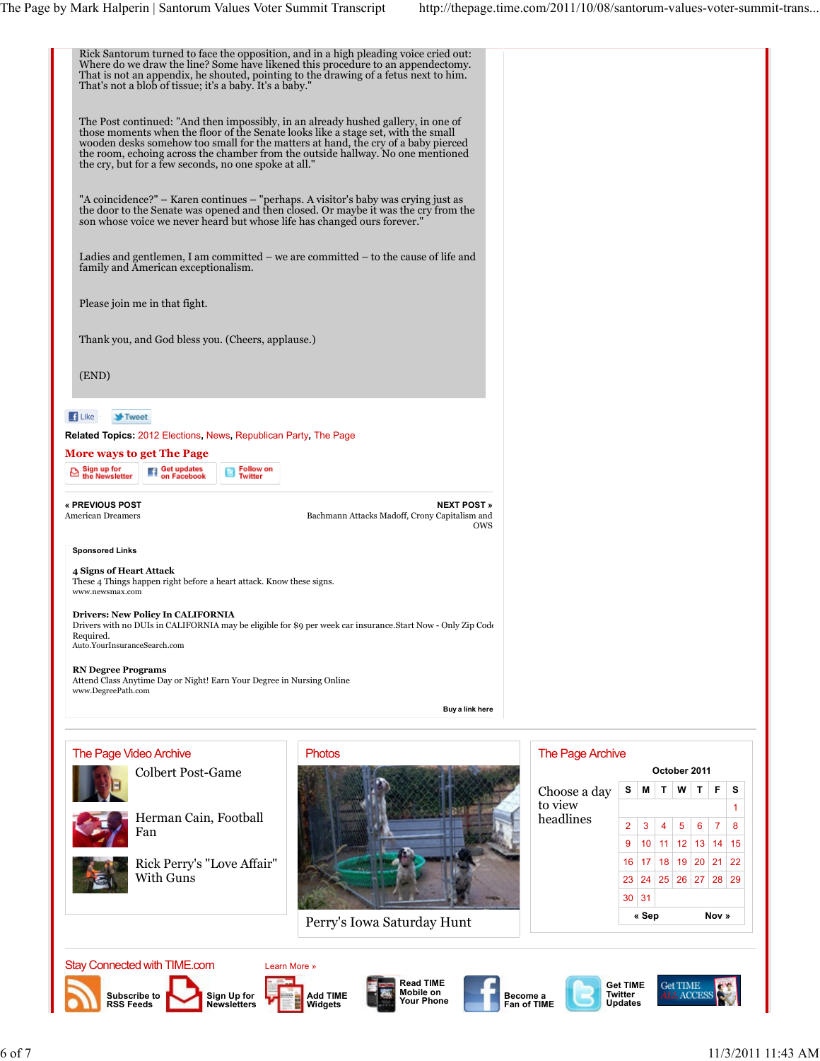Rick Santorum turned to face the opposition, and in a high pleading voice cried out: Where do we draw the line? Some have likened this procedure to an appendectomy. That is not an appendix, he shouted, pointing to the drawing of a fetus next to him. That's not a blob of tissue; it's a baby. It's a baby."

The Post continued: "And then impossibly, in an already hushed gallery, in one of those moments when the floor of the Senate looks like a stage set, with the small wooden desks somehow too small for the matters at hand, the cry of a baby pierced the room, echoing across the chamber from the outside hallway. No one mentioned the cry, but for a few seconds, no one spoke at all."

"A coincidence?" – Karen continues – "perhaps. A visitor's baby was crying just as the door to the Senate was opened and then closed. Or maybe it was the cry from the son whose voice we never heard but whose life has changed ours forever."

Ladies and gentlemen, I am committed – we are committed – to the cause of life and family and American exceptionalism.

Please join me in that fight.

Thank you, and God bless you. (Cheers, applause.)

(END)

Like Tweet

**Related Topics:** 2012 Elections, News, Republican Party, The Page

**More ways to get The Page**

Sign up for the Newsletter | Get updates on Facebook | Follow on Twitter

**« PREVIOUS POST**
American Dreamers

**NEXT POST »**
Bachmann Attacks Madoff, Crony Capitalism and OWS

**Sponsored Links**

**4 Signs of Heart Attack**
These 4 Things happen right before a heart attack. Know these signs.
www.newsmax.com

**Drivers: New Policy In CALIFORNIA**
Drivers with no DUIs in CALIFORNIA may be eligible for $9 per week car insurance.Start Now - Only Zip Code Required.
Auto.YourInsuranceSearch.com

**RN Degree Programs**
Attend Class Anytime Day or Night! Earn Your Degree in Nursing Online
www.DegreePath.com

Buy a link here

## The Page Video Archive

- Colbert Post-Game
- Herman Cain, Football Fan
- Rick Perry's "Love Affair" With Guns

## Photos

Perry's Iowa Saturday Hunt

## The Page Archive

Choose a day to view headlines

October 2011

| S | M | T | W | T | F | S |
|---|---|---|---|---|---|---|
| | | | | | | 1 |
| 2 | 3 | 4 | 5 | 6 | 7 | 8 |
| 9 | 10 | 11 | 12 | 13 | 14 | 15 |
| 16 | 17 | 18 | 19 | 20 | 21 | 22 |
| 23 | 24 | 25 | 26 | 27 | 28 | 29 |
| 30 | 31 | | | | | |

« Sep Nov »

Stay Connected with TIME.com Learn More »

Subscribe to RSS Feeds | Sign Up for Newsletters | Add TIME Widgets | Read TIME Mobile on Your Phone | Become a Fan of TIME | Get TIME Twitter Updates | Get TIME ALL ACCESS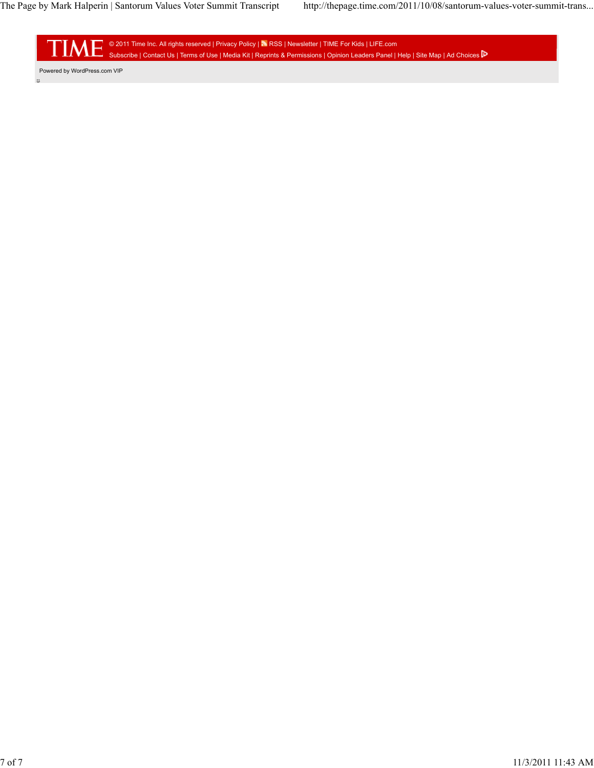TIME © 2011 Time Inc. All rights reserved | Privacy Policy | RSS | Newsletter | TIME For Kids | LIFE.com
Subscribe | Contact Us | Terms of Use | Media Kit | Reprints & Permissions | Opinion Leaders Panel | Help | Site Map | Ad Choices

Powered by WordPress.com VIP